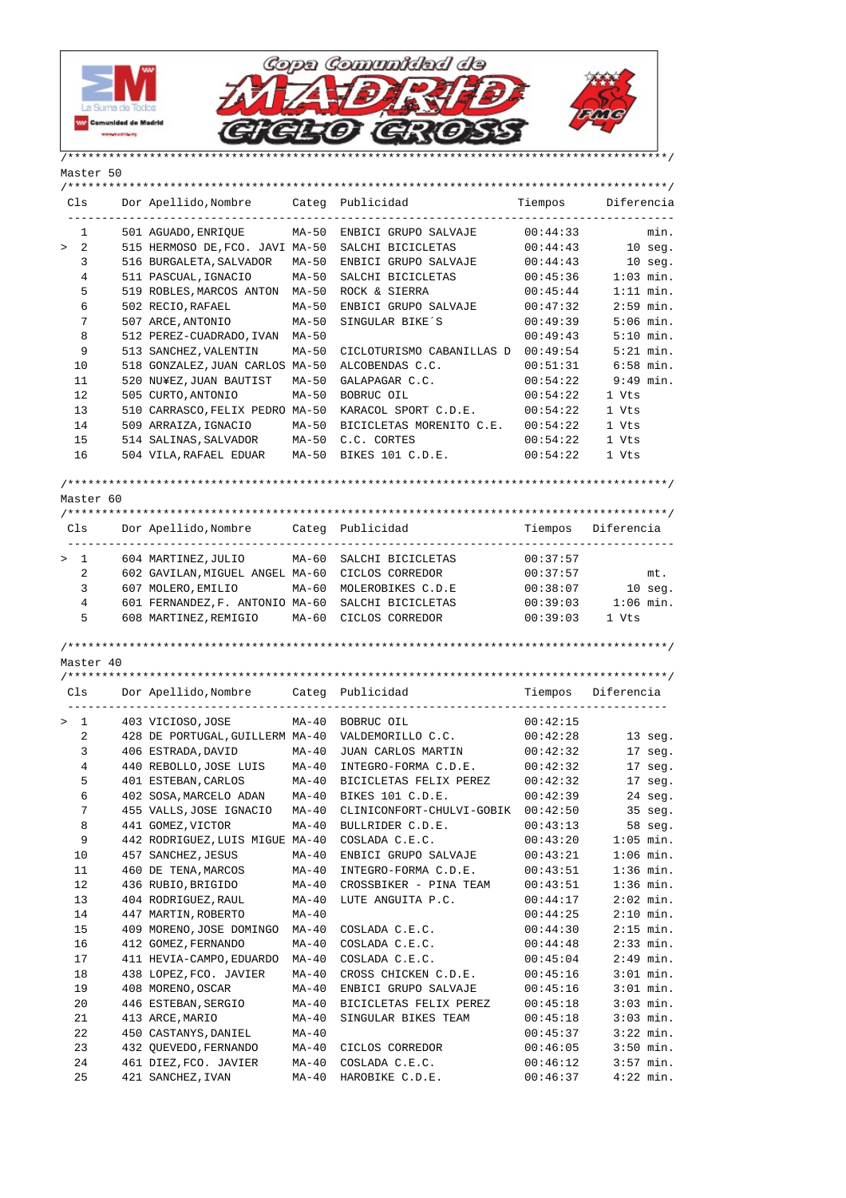# Copa Comunidad de Madrid Ciclo Cross

## Master 50

| Cls | Dor | Apellido,Nombre | Categ | Publicidad | Tiempos | Diferencia |
|---|---|---|---|---|---|---|
| 1 | 501 | AGUADO,ENRIQUE | MA-50 | ENBICI GRUPO SALVAJE | 00:44:33 | min. |
| > 2 | 515 | HERMOSO DE,FCO. JAVI | MA-50 | SALCHI BICICLETAS | 00:44:43 | 10 seg. |
| 3 | 516 | BURGALETA,SALVADOR | MA-50 | ENBICI GRUPO SALVAJE | 00:44:43 | 10 seg. |
| 4 | 511 | PASCUAL,IGNACIO | MA-50 | SALCHI BICICLETAS | 00:45:36 | 1:03 min. |
| 5 | 519 | ROBLES,MARCOS ANTON | MA-50 | ROCK & SIERRA | 00:45:44 | 1:11 min. |
| 6 | 502 | RECIO,RAFAEL | MA-50 | ENBICI GRUPO SALVAJE | 00:47:32 | 2:59 min. |
| 7 | 507 | ARCE,ANTONIO | MA-50 | SINGULAR BIKE´S | 00:49:39 | 5:06 min. |
| 8 | 512 | PEREZ-CUADRADO,IVAN | MA-50 | | 00:49:43 | 5:10 min. |
| 9 | 513 | SANCHEZ,VALENTIN | MA-50 | CICLOTURISMO CABANILLAS D | 00:49:54 | 5:21 min. |
| 10 | 518 | GONZALEZ,JUAN CARLOS | MA-50 | ALCOBENDAS C.C. | 00:51:31 | 6:58 min. |
| 11 | 520 | NU¥EZ,JUAN BAUTIST | MA-50 | GALAPAGAR C.C. | 00:54:22 | 9:49 min. |
| 12 | 505 | CURTO,ANTONIO | MA-50 | BOBRUC OIL | 00:54:22 | 1 Vts |
| 13 | 510 | CARRASCO,FELIX PEDRO | MA-50 | KARACOL SPORT C.D.E. | 00:54:22 | 1 Vts |
| 14 | 509 | ARRAIZA,IGNACIO | MA-50 | BICICLETAS MORENITO C.E. | 00:54:22 | 1 Vts |
| 15 | 514 | SALINAS,SALVADOR | MA-50 | C.C. CORTES | 00:54:22 | 1 Vts |
| 16 | 504 | VILA,RAFAEL EDUAR | MA-50 | BIKES 101 C.D.E. | 00:54:22 | 1 Vts |

## Master 60

| Cls | Dor | Apellido,Nombre | Categ | Publicidad | Tiempos | Diferencia |
|---|---|---|---|---|---|---|
| > 1 | 604 | MARTINEZ,JULIO | MA-60 | SALCHI BICICLETAS | 00:37:57 | |
| 2 | 602 | GAVILAN,MIGUEL ANGEL | MA-60 | CICLOS CORREDOR | 00:37:57 | mt. |
| 3 | 607 | MOLERO,EMILIO | MA-60 | MOLEROBIKES C.D.E | 00:38:07 | 10 seg. |
| 4 | 601 | FERNANDEZ,F. ANTONIO | MA-60 | SALCHI BICICLETAS | 00:39:03 | 1:06 min. |
| 5 | 608 | MARTINEZ,REMIGIO | MA-60 | CICLOS CORREDOR | 00:39:03 | 1 Vts |

## Master 40

| Cls | Dor | Apellido,Nombre | Categ | Publicidad | Tiempos | Diferencia |
|---|---|---|---|---|---|---|
| > 1 | 403 | VICIOSO,JOSE | MA-40 | BOBRUC OIL | 00:42:15 | |
| 2 | 428 | DE PORTUGAL,GUILLERM | MA-40 | VALDEMORILLO C.C. | 00:42:28 | 13 seg. |
| 3 | 406 | ESTRADA,DAVID | MA-40 | JUAN CARLOS MARTIN | 00:42:32 | 17 seg. |
| 4 | 440 | REBOLLO,JOSE LUIS | MA-40 | INTEGRO-FORMA C.D.E. | 00:42:32 | 17 seg. |
| 5 | 401 | ESTEBAN,CARLOS | MA-40 | BICICLETAS FELIX PEREZ | 00:42:32 | 17 seg. |
| 6 | 402 | SOSA,MARCELO ADAN | MA-40 | BIKES 101 C.D.E. | 00:42:39 | 24 seg. |
| 7 | 455 | VALLS,JOSE IGNACIO | MA-40 | CLINICONFORT-CHULVI-GOBIK | 00:42:50 | 35 seg. |
| 8 | 441 | GOMEZ,VICTOR | MA-40 | BULLRIDER C.D.E. | 00:43:13 | 58 seg. |
| 9 | 442 | RODRIGUEZ,LUIS MIGUE | MA-40 | COSLADA C.E.C. | 00:43:20 | 1:05 min. |
| 10 | 457 | SANCHEZ,JESUS | MA-40 | ENBICI GRUPO SALVAJE | 00:43:21 | 1:06 min. |
| 11 | 460 | DE TENA,MARCOS | MA-40 | INTEGRO-FORMA C.D.E. | 00:43:51 | 1:36 min. |
| 12 | 436 | RUBIO,BRIGIDO | MA-40 | CROSSBIKER - PINA TEAM | 00:43:51 | 1:36 min. |
| 13 | 404 | RODRIGUEZ,RAUL | MA-40 | LUTE ANGUITA P.C. | 00:44:17 | 2:02 min. |
| 14 | 447 | MARTIN,ROBERTO | MA-40 | | 00:44:25 | 2:10 min. |
| 15 | 409 | MORENO,JOSE DOMINGO | MA-40 | COSLADA C.E.C. | 00:44:30 | 2:15 min. |
| 16 | 412 | GOMEZ,FERNANDO | MA-40 | COSLADA C.E.C. | 00:44:48 | 2:33 min. |
| 17 | 411 | HEVIA-CAMPO,EDUARDO | MA-40 | COSLADA C.E.C. | 00:45:04 | 2:49 min. |
| 18 | 438 | LOPEZ,FCO. JAVIER | MA-40 | CROSS CHICKEN C.D.E. | 00:45:16 | 3:01 min. |
| 19 | 408 | MORENO,OSCAR | MA-40 | ENBICI GRUPO SALVAJE | 00:45:16 | 3:01 min. |
| 20 | 446 | ESTEBAN,SERGIO | MA-40 | BICICLETAS FELIX PEREZ | 00:45:18 | 3:03 min. |
| 21 | 413 | ARCE,MARIO | MA-40 | SINGULAR BIKES TEAM | 00:45:18 | 3:03 min. |
| 22 | 450 | CASTANYS,DANIEL | MA-40 | | 00:45:37 | 3:22 min. |
| 23 | 432 | QUEVEDO,FERNANDO | MA-40 | CICLOS CORREDOR | 00:46:05 | 3:50 min. |
| 24 | 461 | DIEZ,FCO. JAVIER | MA-40 | COSLADA C.E.C. | 00:46:12 | 3:57 min. |
| 25 | 421 | SANCHEZ,IVAN | MA-40 | HAROBIKE C.D.E. | 00:46:37 | 4:22 min. |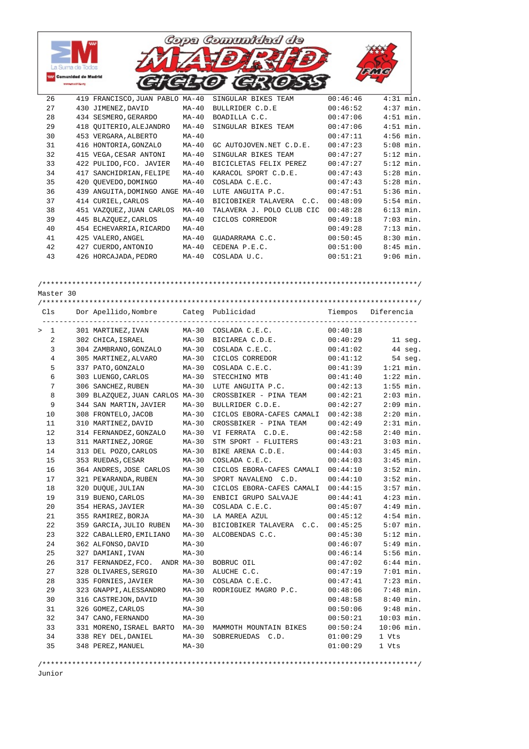| Cls | Dor | Apellido,Nombre | Categ | Publicidad | Tiempos | Diferencia |
|---|---|---|---|---|---|---|
| 26 | 419 | FRANCISCO,JUAN PABLO | MA-40 | SINGULAR BIKES TEAM | 00:46:46 | 4:31 min. |
| 27 | 430 | JIMENEZ,DAVID | MA-40 | BULLRIDER C.D.E | 00:46:52 | 4:37 min. |
| 28 | 434 | SESMERO,GERARDO | MA-40 | BOADILLA C.C. | 00:47:06 | 4:51 min. |
| 29 | 418 | QUITERIO,ALEJANDRO | MA-40 | SINGULAR BIKES TEAM | 00:47:06 | 4:51 min. |
| 30 | 453 | VERGARA,ALBERTO | MA-40 | | 00:47:11 | 4:56 min. |
| 31 | 416 | HONTORIA,GONZALO | MA-40 | GC AUTOJOVEN.NET C.D.E. | 00:47:23 | 5:08 min. |
| 32 | 415 | VEGA,CESAR ANTONI | MA-40 | SINGULAR BIKES TEAM | 00:47:27 | 5:12 min. |
| 33 | 422 | PULIDO,FCO. JAVIER | MA-40 | BICICLETAS FELIX PEREZ | 00:47:27 | 5:12 min. |
| 34 | 417 | SANCHIDRIAN,FELIPE | MA-40 | KARACOL SPORT C.D.E. | 00:47:43 | 5:28 min. |
| 35 | 420 | QUEVEDO,DOMINGO | MA-40 | COSLADA C.E.C. | 00:47:43 | 5:28 min. |
| 36 | 439 | ANGUITA,DOMINGO ANGE | MA-40 | LUTE ANGUITA P.C. | 00:47:51 | 5:36 min. |
| 37 | 414 | CURIEL,CARLOS | MA-40 | BICIOBIKER TALAVERA C.C. | 00:48:09 | 5:54 min. |
| 38 | 451 | VAZQUEZ,JUAN CARLOS | MA-40 | TALAVERA J. POLO CLUB CIC | 00:48:28 | 6:13 min. |
| 39 | 445 | BLAZQUEZ,CARLOS | MA-40 | CICLOS CORREDOR | 00:49:18 | 7:03 min. |
| 40 | 454 | ECHEVARRIA,RICARDO | MA-40 | | 00:49:28 | 7:13 min. |
| 41 | 425 | VALERO,ANGEL | MA-40 | GUADARRAMA C.C. | 00:50:45 | 8:30 min. |
| 42 | 427 | CUERDO,ANTONIO | MA-40 | CEDENA P.E.C. | 00:51:00 | 8:45 min. |
| 43 | 426 | HORCAJADA,PEDRO | MA-40 | COSLADA U.C. | 00:51:21 | 9:06 min. |

## Master 30

| Cls | Dor | Apellido,Nombre | Categ | Publicidad | Tiempos | Diferencia |
|---|---|---|---|---|---|---|
| > 1 | 301 | MARTINEZ,IVAN | MA-30 | COSLADA C.E.C. | 00:40:18 | |
| 2 | 302 | CHICA,ISRAEL | MA-30 | BICIAREA C.D.E. | 00:40:29 | 11 seg. |
| 3 | 304 | ZAMBRANO,GONZALO | MA-30 | COSLADA C.E.C. | 00:41:02 | 44 seg. |
| 4 | 305 | MARTINEZ,ALVARO | MA-30 | CICLOS CORREDOR | 00:41:12 | 54 seg. |
| 5 | 337 | PATO,GONZALO | MA-30 | COSLADA C.E.C. | 00:41:39 | 1:21 min. |
| 6 | 303 | LUENGO,CARLOS | MA-30 | STECCHINO MTB | 00:41:40 | 1:22 min. |
| 7 | 306 | SANCHEZ,RUBEN | MA-30 | LUTE ANGUITA P.C. | 00:42:13 | 1:55 min. |
| 8 | 309 | BLAZQUEZ,JUAN CARLOS | MA-30 | CROSSBIKER - PINA TEAM | 00:42:21 | 2:03 min. |
| 9 | 344 | SAN MARTIN,JAVIER | MA-30 | BULLRIDER C.D.E. | 00:42:27 | 2:09 min. |
| 10 | 308 | FRONTELO,JACOB | MA-30 | CICLOS EBORA-CAFES CAMALI | 00:42:38 | 2:20 min. |
| 11 | 310 | MARTINEZ,DAVID | MA-30 | CROSSBIKER - PINA TEAM | 00:42:49 | 2:31 min. |
| 12 | 314 | FERNANDEZ,GONZALO | MA-30 | VI FERRATA C.D.E. | 00:42:58 | 2:40 min. |
| 13 | 311 | MARTINEZ,JORGE | MA-30 | STM SPORT - FLUITERS | 00:43:21 | 3:03 min. |
| 14 | 313 | DEL POZO,CARLOS | MA-30 | BIKE ARENA C.D.E. | 00:44:03 | 3:45 min. |
| 15 | 353 | RUEDAS,CESAR | MA-30 | COSLADA C.E.C. | 00:44:03 | 3:45 min. |
| 16 | 364 | ANDRES,JOSE CARLOS | MA-30 | CICLOS EBORA-CAFES CAMALI | 00:44:10 | 3:52 min. |
| 17 | 321 | PE¥ARANDA,RUBEN | MA-30 | SPORT NAVALENO C.D. | 00:44:10 | 3:52 min. |
| 18 | 320 | DUQUE,JULIAN | MA-30 | CICLOS EBORA-CAFES CAMALI | 00:44:15 | 3:57 min. |
| 19 | 319 | BUENO,CARLOS | MA-30 | ENBICI GRUPO SALVAJE | 00:44:41 | 4:23 min. |
| 20 | 354 | HERAS,JAVIER | MA-30 | COSLADA C.E.C. | 00:45:07 | 4:49 min. |
| 21 | 355 | RAMIREZ,BORJA | MA-30 | LA MAREA AZUL | 00:45:12 | 4:54 min. |
| 22 | 359 | GARCIA,JULIO RUBEN | MA-30 | BICIOBIKER TALAVERA C.C. | 00:45:25 | 5:07 min. |
| 23 | 322 | CABALLERO,EMILIANO | MA-30 | ALCOBENDAS C.C. | 00:45:30 | 5:12 min. |
| 24 | 362 | ALFONSO,DAVID | MA-30 | | 00:46:07 | 5:49 min. |
| 25 | 327 | DAMIANI,IVAN | MA-30 | | 00:46:14 | 5:56 min. |
| 26 | 317 | FERNANDEZ,FCO. ANDR | MA-30 | BOBRUC OIL | 00:47:02 | 6:44 min. |
| 27 | 328 | OLIVARES,SERGIO | MA-30 | ALUCHE C.C. | 00:47:19 | 7:01 min. |
| 28 | 335 | FORNIES,JAVIER | MA-30 | COSLADA C.E.C. | 00:47:41 | 7:23 min. |
| 29 | 323 | GNAPPI,ALESSANDRO | MA-30 | RODRIGUEZ MAGRO P.C. | 00:48:06 | 7:48 min. |
| 30 | 316 | CASTREJON,DAVID | MA-30 | | 00:48:58 | 8:40 min. |
| 31 | 326 | GOMEZ,CARLOS | MA-30 | | 00:50:06 | 9:48 min. |
| 32 | 347 | CANO,FERNANDO | MA-30 | | 00:50:21 | 10:03 min. |
| 33 | 331 | MORENO,ISRAEL BARTO | MA-30 | MAMMOTH MOUNTAIN BIKES | 00:50:24 | 10:06 min. |
| 34 | 338 | REY DEL,DANIEL | MA-30 | SOBRERUEDAS C.D. | 01:00:29 | 1 Vts |
| 35 | 348 | PEREZ,MANUEL | MA-30 | | 01:00:29 | 1 Vts |

## Junior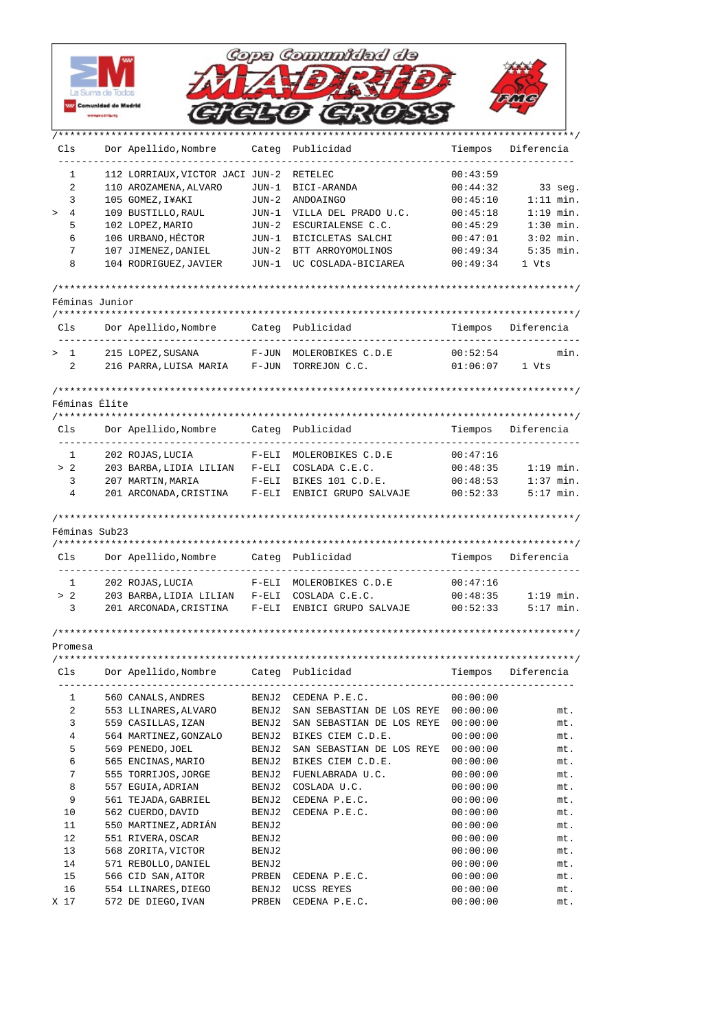# Copa Comunidad de MADRID CICLO CROSS

| Cls | Dor | Apellido,Nombre | Categ | Publicidad | Tiempos | Diferencia |
|---|---|---|---|---|---|---|
| 1 | 112 | LORRIAUX,VICTOR JACI | JUN-2 | RETELEC | 00:43:59 | |
| 2 | 110 | AROZAMENA,ALVARO | JUN-1 | BICI-ARANDA | 00:44:32 | 33 seg. |
| 3 | 105 | GOMEZ,I¥AKI | JUN-2 | ANDOAINGO | 00:45:10 | 1:11 min. |
| > 4 | 109 | BUSTILLO,RAUL | JUN-1 | VILLA DEL PRADO U.C. | 00:45:18 | 1:19 min. |
| 5 | 102 | LOPEZ,MARIO | JUN-2 | ESCURIALENSE C.C. | 00:45:29 | 1:30 min. |
| 6 | 106 | URBANO,HÉCTOR | JUN-1 | BICICLETAS SALCHI | 00:47:01 | 3:02 min. |
| 7 | 107 | JIMENEZ,DANIEL | JUN-2 | BTT ARROYOMOLINOS | 00:49:34 | 5:35 min. |
| 8 | 104 | RODRIGUEZ,JAVIER | JUN-1 | UC COSLADA-BICIAREA | 00:49:34 | 1 Vts |

## Féminas Junior

| Cls | Dor | Apellido,Nombre | Categ | Publicidad | Tiempos | Diferencia |
|---|---|---|---|---|---|---|
| > 1 | 215 | LOPEZ,SUSANA | F-JUN | MOLEROBIKES C.D.E | 00:52:54 | min. |
| 2 | 216 | PARRA,LUISA MARIA | F-JUN | TORREJON C.C. | 01:06:07 | 1 Vts |

## Féminas Élite

| Cls | Dor | Apellido,Nombre | Categ | Publicidad | Tiempos | Diferencia |
|---|---|---|---|---|---|---|
| 1 | 202 | ROJAS,LUCIA | F-ELI | MOLEROBIKES C.D.E | 00:47:16 | |
| > 2 | 203 | BARBA,LIDIA LILIAN | F-ELI | COSLADA C.E.C. | 00:48:35 | 1:19 min. |
| 3 | 207 | MARTIN,MARIA | F-ELI | BIKES 101 C.D.E. | 00:48:53 | 1:37 min. |
| 4 | 201 | ARCONADA,CRISTINA | F-ELI | ENBICI GRUPO SALVAJE | 00:52:33 | 5:17 min. |

## Féminas Sub23

| Cls | Dor | Apellido,Nombre | Categ | Publicidad | Tiempos | Diferencia |
|---|---|---|---|---|---|---|
| 1 | 202 | ROJAS,LUCIA | F-ELI | MOLEROBIKES C.D.E | 00:47:16 | |
| > 2 | 203 | BARBA,LIDIA LILIAN | F-ELI | COSLADA C.E.C. | 00:48:35 | 1:19 min. |
| 3 | 201 | ARCONADA,CRISTINA | F-ELI | ENBICI GRUPO SALVAJE | 00:52:33 | 5:17 min. |

## Promesa

| Cls | Dor | Apellido,Nombre | Categ | Publicidad | Tiempos | Diferencia |
|---|---|---|---|---|---|---|
| 1 | 560 | CANALS,ANDRES | BENJ2 | CEDENA P.E.C. | 00:00:00 | |
| 2 | 553 | LLINARES,ALVARO | BENJ2 | SAN SEBASTIAN DE LOS REYE | 00:00:00 | mt. |
| 3 | 559 | CASILLAS,IZAN | BENJ2 | SAN SEBASTIAN DE LOS REYE | 00:00:00 | mt. |
| 4 | 564 | MARTINEZ,GONZALO | BENJ2 | BIKES CIEM C.D.E. | 00:00:00 | mt. |
| 5 | 569 | PENEDO,JOEL | BENJ2 | SAN SEBASTIAN DE LOS REYE | 00:00:00 | mt. |
| 6 | 565 | ENCINAS,MARIO | BENJ2 | BIKES CIEM C.D.E. | 00:00:00 | mt. |
| 7 | 555 | TORRIJOS,JORGE | BENJ2 | FUENLABRADA U.C. | 00:00:00 | mt. |
| 8 | 557 | EGUIA,ADRIAN | BENJ2 | COSLADA U.C. | 00:00:00 | mt. |
| 9 | 561 | TEJADA,GABRIEL | BENJ2 | CEDENA P.E.C. | 00:00:00 | mt. |
| 10 | 562 | CUERDO,DAVID | BENJ2 | CEDENA P.E.C. | 00:00:00 | mt. |
| 11 | 550 | MARTINEZ,ADRIÁN | BENJ2 | | 00:00:00 | mt. |
| 12 | 551 | RIVERA,OSCAR | BENJ2 | | 00:00:00 | mt. |
| 13 | 568 | ZORITA,VICTOR | BENJ2 | | 00:00:00 | mt. |
| 14 | 571 | REBOLLO,DANIEL | BENJ2 | | 00:00:00 | mt. |
| 15 | 566 | CID SAN,AITOR | PRBEN | CEDENA P.E.C. | 00:00:00 | mt. |
| 16 | 554 | LLINARES,DIEGO | BENJ2 | UCSS REYES | 00:00:00 | mt. |
| X 17 | 572 | DE DIEGO,IVAN | PRBEN | CEDENA P.E.C. | 00:00:00 | mt. |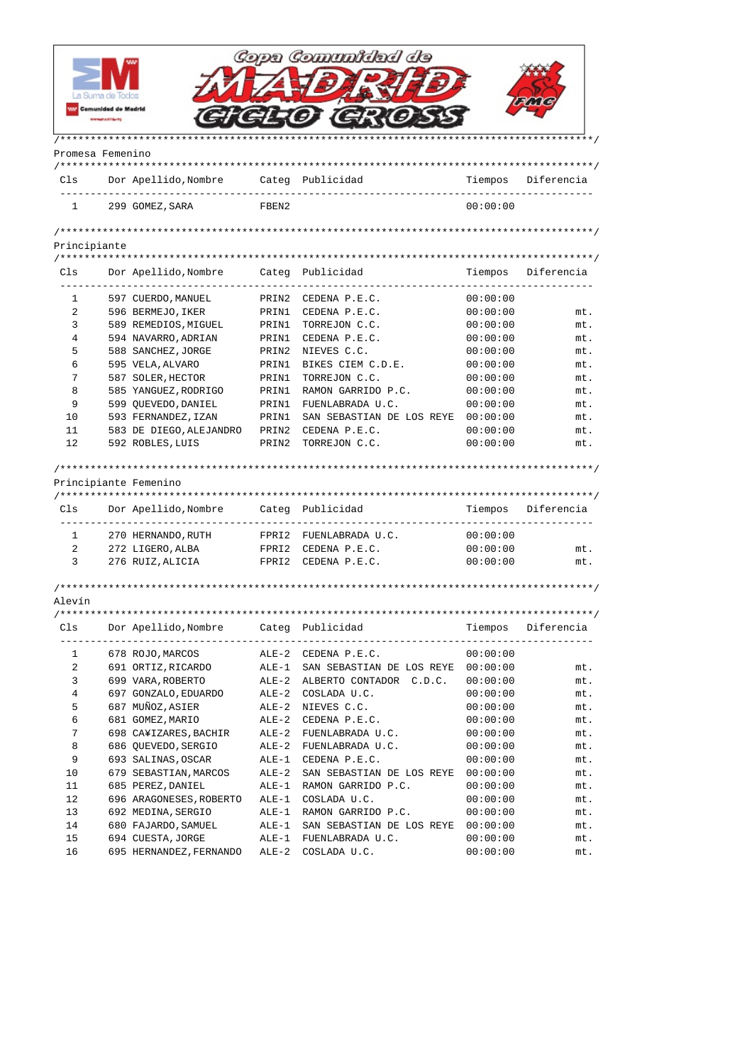# Copa Comunidad de MADRID CICLO CROSS

## Promesa Femenino

| Cls | Dor | Apellido,Nombre | Categ | Publicidad | Tiempos | Diferencia |
|---|---|---|---|---|---|---|
| 1 | 299 | GOMEZ,SARA | FBEN2 | | 00:00:00 | |

## Principiante

| Cls | Dor | Apellido,Nombre | Categ | Publicidad | Tiempos | Diferencia |
|---|---|---|---|---|---|---|
| 1 | 597 | CUERDO,MANUEL | PRIN2 | CEDENA P.E.C. | 00:00:00 | |
| 2 | 596 | BERMEJO,IKER | PRIN1 | CEDENA P.E.C. | 00:00:00 | mt. |
| 3 | 589 | REMEDIOS,MIGUEL | PRIN1 | TORREJON C.C. | 00:00:00 | mt. |
| 4 | 594 | NAVARRO,ADRIAN | PRIN1 | CEDENA P.E.C. | 00:00:00 | mt. |
| 5 | 588 | SANCHEZ,JORGE | PRIN2 | NIEVES C.C. | 00:00:00 | mt. |
| 6 | 595 | VELA,ALVARO | PRIN1 | BIKES CIEM C.D.E. | 00:00:00 | mt. |
| 7 | 587 | SOLER,HECTOR | PRIN1 | TORREJON C.C. | 00:00:00 | mt. |
| 8 | 585 | YANGUEZ,RODRIGO | PRIN1 | RAMON GARRIDO P.C. | 00:00:00 | mt. |
| 9 | 599 | QUEVEDO,DANIEL | PRIN1 | FUENLABRADA U.C. | 00:00:00 | mt. |
| 10 | 593 | FERNANDEZ,IZAN | PRIN1 | SAN SEBASTIAN DE LOS REYE | 00:00:00 | mt. |
| 11 | 583 | DE DIEGO,ALEJANDRO | PRIN2 | CEDENA P.E.C. | 00:00:00 | mt. |
| 12 | 592 | ROBLES,LUIS | PRIN2 | TORREJON C.C. | 00:00:00 | mt. |

## Principiante Femenino

| Cls | Dor | Apellido,Nombre | Categ | Publicidad | Tiempos | Diferencia |
|---|---|---|---|---|---|---|
| 1 | 270 | HERNANDO,RUTH | FPRI2 | FUENLABRADA U.C. | 00:00:00 | |
| 2 | 272 | LIGERO,ALBA | FPRI2 | CEDENA P.E.C. | 00:00:00 | mt. |
| 3 | 276 | RUIZ,ALICIA | FPRI2 | CEDENA P.E.C. | 00:00:00 | mt. |

## Alevín

| Cls | Dor | Apellido,Nombre | Categ | Publicidad | Tiempos | Diferencia |
|---|---|---|---|---|---|---|
| 1 | 678 | ROJO,MARCOS | ALE-2 | CEDENA P.E.C. | 00:00:00 | |
| 2 | 691 | ORTIZ,RICARDO | ALE-1 | SAN SEBASTIAN DE LOS REYE | 00:00:00 | mt. |
| 3 | 699 | VARA,ROBERTO | ALE-2 | ALBERTO CONTADOR C.D.C. | 00:00:00 | mt. |
| 4 | 697 | GONZALO,EDUARDO | ALE-2 | COSLADA U.C. | 00:00:00 | mt. |
| 5 | 687 | MUÑOZ,ASIER | ALE-2 | NIEVES C.C. | 00:00:00 | mt. |
| 6 | 681 | GOMEZ,MARIO | ALE-2 | CEDENA P.E.C. | 00:00:00 | mt. |
| 7 | 698 | CA¥IZARES,BACHIR | ALE-2 | FUENLABRADA U.C. | 00:00:00 | mt. |
| 8 | 686 | QUEVEDO,SERGIO | ALE-2 | FUENLABRADA U.C. | 00:00:00 | mt. |
| 9 | 693 | SALINAS,OSCAR | ALE-1 | CEDENA P.E.C. | 00:00:00 | mt. |
| 10 | 679 | SEBASTIAN,MARCOS | ALE-2 | SAN SEBASTIAN DE LOS REYE | 00:00:00 | mt. |
| 11 | 685 | PEREZ,DANIEL | ALE-1 | RAMON GARRIDO P.C. | 00:00:00 | mt. |
| 12 | 696 | ARAGONESES,ROBERTO | ALE-1 | COSLADA U.C. | 00:00:00 | mt. |
| 13 | 692 | MEDINA,SERGIO | ALE-1 | RAMON GARRIDO P.C. | 00:00:00 | mt. |
| 14 | 680 | FAJARDO,SAMUEL | ALE-1 | SAN SEBASTIAN DE LOS REYE | 00:00:00 | mt. |
| 15 | 694 | CUESTA,JORGE | ALE-1 | FUENLABRADA U.C. | 00:00:00 | mt. |
| 16 | 695 | HERNANDEZ,FERNANDO | ALE-2 | COSLADA U.C. | 00:00:00 | mt. |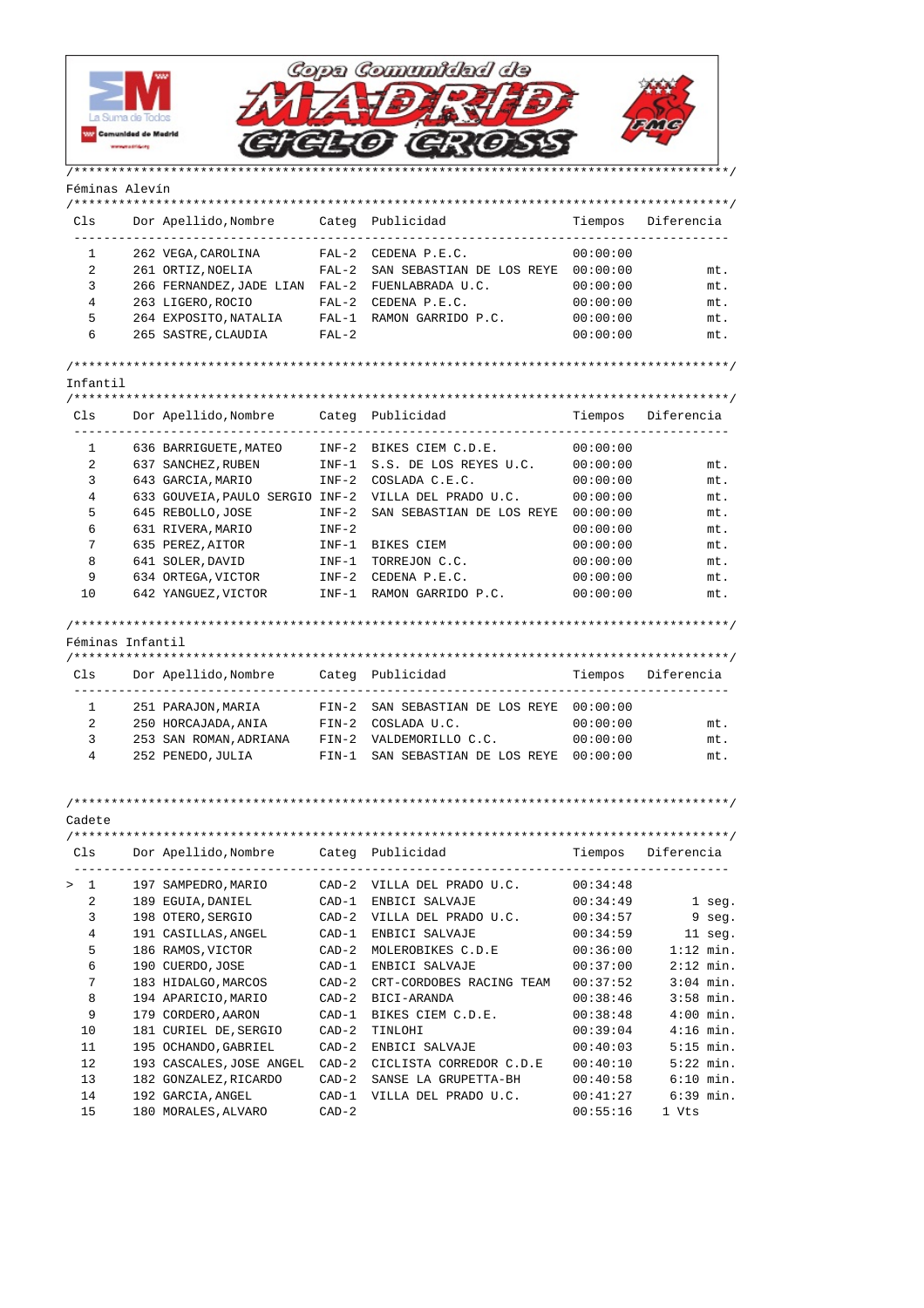# Copa Comunidad de Madrid Ciclo Cross

## Féminas Alevín

| Cls | Dor | Apellido,Nombre | Categ | Publicidad | Tiempos | Diferencia |
|---|---|---|---|---|---|---|
| 1 | 262 | VEGA,CAROLINA | FAL-2 | CEDENA P.E.C. | 00:00:00 | |
| 2 | 261 | ORTIZ,NOELIA | FAL-2 | SAN SEBASTIAN DE LOS REYE | 00:00:00 | mt. |
| 3 | 266 | FERNANDEZ,JADE LIAN | FAL-2 | FUENLABRADA U.C. | 00:00:00 | mt. |
| 4 | 263 | LIGERO,ROCIO | FAL-2 | CEDENA P.E.C. | 00:00:00 | mt. |
| 5 | 264 | EXPOSITO,NATALIA | FAL-1 | RAMON GARRIDO P.C. | 00:00:00 | mt. |
| 6 | 265 | SASTRE,CLAUDIA | FAL-2 | | 00:00:00 | mt. |

## Infantil

| Cls | Dor | Apellido,Nombre | Categ | Publicidad | Tiempos | Diferencia |
|---|---|---|---|---|---|---|
| 1 | 636 | BARRIGUETE,MATEO | INF-2 | BIKES CIEM C.D.E. | 00:00:00 | |
| 2 | 637 | SANCHEZ,RUBEN | INF-1 | S.S. DE LOS REYES U.C. | 00:00:00 | mt. |
| 3 | 643 | GARCIA,MARIO | INF-2 | COSLADA C.E.C. | 00:00:00 | mt. |
| 4 | 633 | GOUVEIA,PAULO SERGIO | INF-2 | VILLA DEL PRADO U.C. | 00:00:00 | mt. |
| 5 | 645 | REBOLLO,JOSE | INF-2 | SAN SEBASTIAN DE LOS REYE | 00:00:00 | mt. |
| 6 | 631 | RIVERA,MARIO | INF-2 | | 00:00:00 | mt. |
| 7 | 635 | PEREZ,AITOR | INF-1 | BIKES CIEM | 00:00:00 | mt. |
| 8 | 641 | SOLER,DAVID | INF-1 | TORREJON C.C. | 00:00:00 | mt. |
| 9 | 634 | ORTEGA,VICTOR | INF-2 | CEDENA P.E.C. | 00:00:00 | mt. |
| 10 | 642 | YANGUEZ,VICTOR | INF-1 | RAMON GARRIDO P.C. | 00:00:00 | mt. |

## Féminas Infantil

| Cls | Dor | Apellido,Nombre | Categ | Publicidad | Tiempos | Diferencia |
|---|---|---|---|---|---|---|
| 1 | 251 | PARAJON,MARIA | FIN-2 | SAN SEBASTIAN DE LOS REYE | 00:00:00 | |
| 2 | 250 | HORCAJADA,ANIA | FIN-2 | COSLADA U.C. | 00:00:00 | mt. |
| 3 | 253 | SAN ROMAN,ADRIANA | FIN-2 | VALDEMORILLO C.C. | 00:00:00 | mt. |
| 4 | 252 | PENEDO,JULIA | FIN-1 | SAN SEBASTIAN DE LOS REYE | 00:00:00 | mt. |

## Cadete

| Cls | Dor | Apellido,Nombre | Categ | Publicidad | Tiempos | Diferencia |
|---|---|---|---|---|---|---|
| > 1 | 197 | SAMPEDRO,MARIO | CAD-2 | VILLA DEL PRADO U.C. | 00:34:48 | |
| 2 | 189 | EGUIA,DANIEL | CAD-1 | ENBICI SALVAJE | 00:34:49 | 1 seg. |
| 3 | 198 | OTERO,SERGIO | CAD-2 | VILLA DEL PRADO U.C. | 00:34:57 | 9 seg. |
| 4 | 191 | CASILLAS,ANGEL | CAD-1 | ENBICI SALVAJE | 00:34:59 | 11 seg. |
| 5 | 186 | RAMOS,VICTOR | CAD-2 | MOLEROBIKES C.D.E | 00:36:00 | 1:12 min. |
| 6 | 190 | CUERDO,JOSE | CAD-1 | ENBICI SALVAJE | 00:37:00 | 2:12 min. |
| 7 | 183 | HIDALGO,MARCOS | CAD-2 | CRT-CORDOBES RACING TEAM | 00:37:52 | 3:04 min. |
| 8 | 194 | APARICIO,MARIO | CAD-2 | BICI-ARANDA | 00:38:46 | 3:58 min. |
| 9 | 179 | CORDERO,AARON | CAD-1 | BIKES CIEM C.D.E. | 00:38:48 | 4:00 min. |
| 10 | 181 | CURIEL DE,SERGIO | CAD-2 | TINLOHI | 00:39:04 | 4:16 min. |
| 11 | 195 | OCHANDO,GABRIEL | CAD-2 | ENBICI SALVAJE | 00:40:03 | 5:15 min. |
| 12 | 193 | CASCALES,JOSE ANGEL | CAD-2 | CICLISTA CORREDOR C.D.E | 00:40:10 | 5:22 min. |
| 13 | 182 | GONZALEZ,RICARDO | CAD-2 | SANSE LA GRUPETTA-BH | 00:40:58 | 6:10 min. |
| 14 | 192 | GARCIA,ANGEL | CAD-1 | VILLA DEL PRADO U.C. | 00:41:27 | 6:39 min. |
| 15 | 180 | MORALES,ALVARO | CAD-2 | | 00:55:16 | 1 Vts |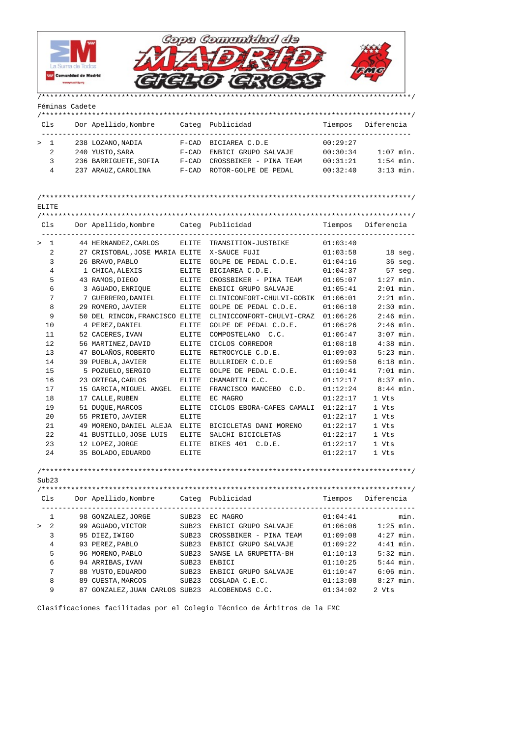# Copa Comunidad de MADRID CICLO CROSS

## Féminas Cadete

| | Cls | Dor | Apellido,Nombre | Categ | Publicidad | Tiempos | Diferencia |
|---|---|---|---|---|---|---|---|
| > | 1 | 238 | LOZANO,NADIA | F-CAD | BICIAREA C.D.E | 00:29:27 | |
| | 2 | 240 | YUSTO,SARA | F-CAD | ENBICI GRUPO SALVAJE | 00:30:34 | 1:07 min. |
| | 3 | 236 | BARRIGUETE,SOFIA | F-CAD | CROSSBIKER - PINA TEAM | 00:31:21 | 1:54 min. |
| | 4 | 237 | ARAUZ,CAROLINA | F-CAD | ROTOR-GOLPE DE PEDAL | 00:32:40 | 3:13 min. |

## ELITE

| | Cls | Dor | Apellido,Nombre | Categ | Publicidad | Tiempos | Diferencia |
|---|---|---|---|---|---|---|---|
| > | 1 | 44 | HERNANDEZ,CARLOS | ELITE | TRANSITION-JUSTBIKE | 01:03:40 | |
| | 2 | 27 | CRISTOBAL,JOSE MARIA | ELITE | X-SAUCE FUJI | 01:03:58 | 18 seg. |
| | 3 | 26 | BRAVO,PABLO | ELITE | GOLPE DE PEDAL C.D.E. | 01:04:16 | 36 seg. |
| | 4 | 1 | CHICA,ALEXIS | ELITE | BICIAREA C.D.E. | 01:04:37 | 57 seg. |
| | 5 | 43 | RAMOS,DIEGO | ELITE | CROSSBIKER - PINA TEAM | 01:05:07 | 1:27 min. |
| | 6 | 3 | AGUADO,ENRIQUE | ELITE | ENBICI GRUPO SALVAJE | 01:05:41 | 2:01 min. |
| | 7 | 7 | GUERRERO,DANIEL | ELITE | CLINICONFORT-CHULVI-GOBIK | 01:06:01 | 2:21 min. |
| | 8 | 29 | ROMERO,JAVIER | ELITE | GOLPE DE PEDAL C.D.E. | 01:06:10 | 2:30 min. |
| | 9 | 50 | DEL RINCON,FRANCISCO | ELITE | CLINICCONFORT-CHULVI-CRAZ | 01:06:26 | 2:46 min. |
| | 10 | 4 | PEREZ,DANIEL | ELITE | GOLPE DE PEDAL C.D.E. | 01:06:26 | 2:46 min. |
| | 11 | 52 | CACERES,IVAN | ELITE | COMPOSTELANO C.C. | 01:06:47 | 3:07 min. |
| | 12 | 56 | MARTINEZ,DAVID | ELITE | CICLOS CORREDOR | 01:08:18 | 4:38 min. |
| | 13 | 47 | BOLAÑOS,ROBERTO | ELITE | RETROCYCLE C.D.E. | 01:09:03 | 5:23 min. |
| | 14 | 39 | PUEBLA,JAVIER | ELITE | BULLRIDER C.D.E | 01:09:58 | 6:18 min. |
| | 15 | 5 | POZUELO,SERGIO | ELITE | GOLPE DE PEDAL C.D.E. | 01:10:41 | 7:01 min. |
| | 16 | 23 | ORTEGA,CARLOS | ELITE | CHAMARTIN C.C. | 01:12:17 | 8:37 min. |
| | 17 | 15 | GARCIA,MIGUEL ANGEL | ELITE | FRANCISCO MANCEBO C.D. | 01:12:24 | 8:44 min. |
| | 18 | 17 | CALLE,RUBEN | ELITE | EC MAGRO | 01:22:17 | 1 Vts |
| | 19 | 51 | DUQUE,MARCOS | ELITE | CICLOS EBORA-CAFES CAMALI | 01:22:17 | 1 Vts |
| | 20 | 55 | PRIETO,JAVIER | ELITE | | 01:22:17 | 1 Vts |
| | 21 | 49 | MORENO,DANIEL ALEJA | ELITE | BICICLETAS DANI MORENO | 01:22:17 | 1 Vts |
| | 22 | 41 | BUSTILLO,JOSE LUIS | ELITE | SALCHI BICICLETAS | 01:22:17 | 1 Vts |
| | 23 | 12 | LOPEZ,JORGE | ELITE | BIKES 401 C.D.E. | 01:22:17 | 1 Vts |
| | 24 | 35 | BOLADO,EDUARDO | ELITE | | 01:22:17 | 1 Vts |

## Sub23

| | Cls | Dor | Apellido,Nombre | Categ | Publicidad | Tiempos | Diferencia |
|---|---|---|---|---|---|---|---|
| | 1 | 98 | GONZALEZ,JORGE | SUB23 | EC MAGRO | 01:04:41 | min. |
| > | 2 | 99 | AGUADO,VICTOR | SUB23 | ENBICI GRUPO SALVAJE | 01:06:06 | 1:25 min. |
| | 3 | 95 | DIEZ,I¥IGO | SUB23 | CROSSBIKER - PINA TEAM | 01:09:08 | 4:27 min. |
| | 4 | 93 | PEREZ,PABLO | SUB23 | ENBICI GRUPO SALVAJE | 01:09:22 | 4:41 min. |
| | 5 | 96 | MORENO,PABLO | SUB23 | SANSE LA GRUPETTA-BH | 01:10:13 | 5:32 min. |
| | 6 | 94 | ARRIBAS,IVAN | SUB23 | ENBICI | 01:10:25 | 5:44 min. |
| | 7 | 88 | YUSTO,EDUARDO | SUB23 | ENBICI GRUPO SALVAJE | 01:10:47 | 6:06 min. |
| | 8 | 89 | CUESTA,MARCOS | SUB23 | COSLADA C.E.C. | 01:13:08 | 8:27 min. |
| | 9 | 87 | GONZALEZ,JUAN CARLOS | SUB23 | ALCOBENDAS C.C. | 01:34:02 | 2 Vts |

Clasificaciones facilitadas por el Colegio Técnico de Árbitros de la FMC